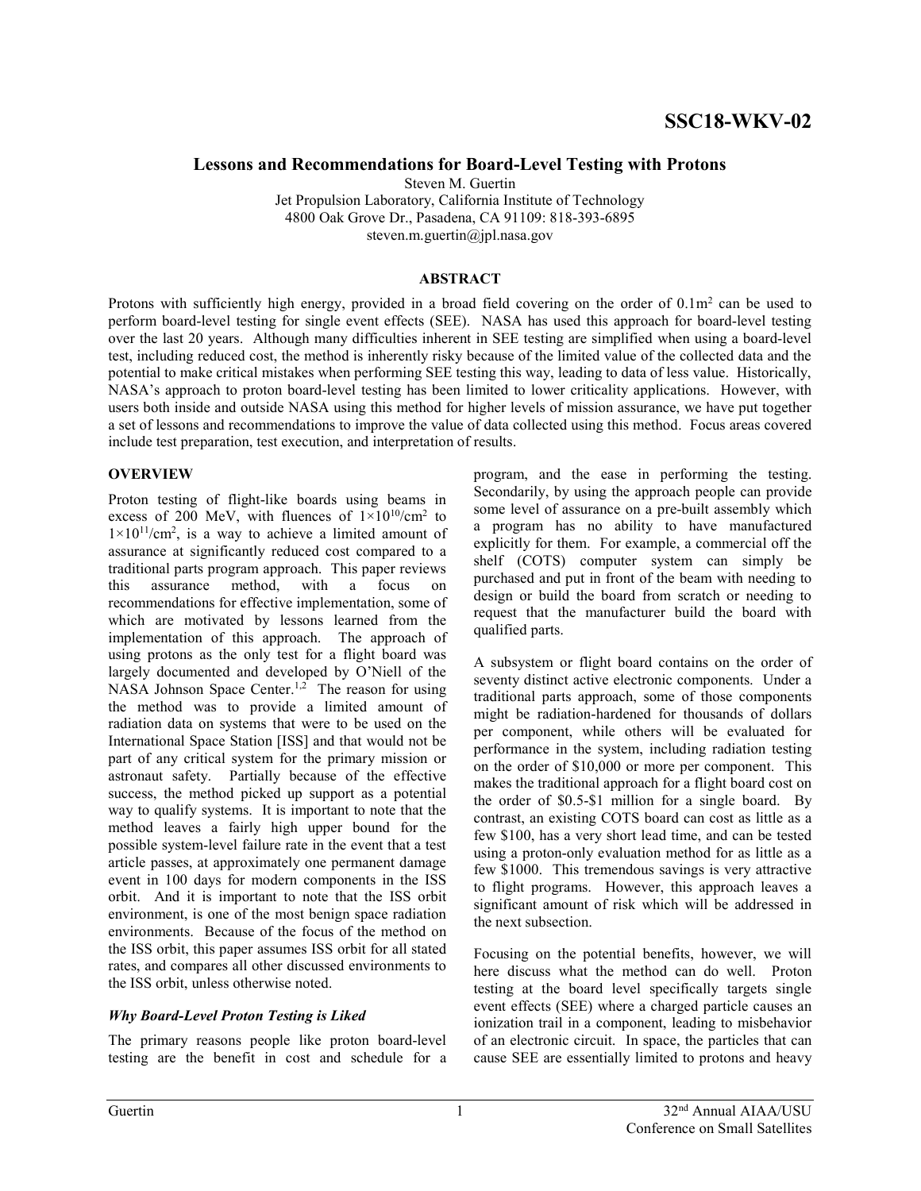SSC18-WKV-02

# Lessons and Recommendations for Board-Level Testing with Protons

Steven M. Guertin
Jet Propulsion Laboratory, California Institute of Technology
4800 Oak Grove Dr., Pasadena, CA 91109: 818-393-6895
steven.m.guertin@jpl.nasa.gov

## ABSTRACT

Protons with sufficiently high energy, provided in a broad field covering on the order of $0.1\text{m}^2$ can be used to perform board-level testing for single event effects (SEE). NASA has used this approach for board-level testing over the last 20 years. Although many difficulties inherent in SEE testing are simplified when using a board-level test, including reduced cost, the method is inherently risky because of the limited value of the collected data and the potential to make critical mistakes when performing SEE testing this way, leading to data of less value. Historically, NASA's approach to proton board-level testing has been limited to lower criticality applications. However, with users both inside and outside NASA using this method for higher levels of mission assurance, we have put together a set of lessons and recommendations to improve the value of data collected using this method. Focus areas covered include test preparation, test execution, and interpretation of results.

## OVERVIEW

Proton testing of flight-like boards using beams in excess of 200 MeV, with fluences of $1\times10^{10}/\text{cm}^2$ to $1\times10^{11}/\text{cm}^2$, is a way to achieve a limited amount of assurance at significantly reduced cost compared to a traditional parts program approach. This paper reviews this assurance method, with a focus on recommendations for effective implementation, some of which are motivated by lessons learned from the implementation of this approach. The approach of using protons as the only test for a flight board was largely documented and developed by O'Niell of the NASA Johnson Space Center.[1,2] The reason for using the method was to provide a limited amount of radiation data on systems that were to be used on the International Space Station [ISS] and that would not be part of any critical system for the primary mission or astronaut safety. Partially because of the effective success, the method picked up support as a potential way to qualify systems. It is important to note that the method leaves a fairly high upper bound for the possible system-level failure rate in the event that a test article passes, at approximately one permanent damage event in 100 days for modern components in the ISS orbit. And it is important to note that the ISS orbit environment, is one of the most benign space radiation environments. Because of the focus of the method on the ISS orbit, this paper assumes ISS orbit for all stated rates, and compares all other discussed environments to the ISS orbit, unless otherwise noted.

### *Why Board-Level Proton Testing is Liked*

The primary reasons people like proton board-level testing are the benefit in cost and schedule for a program, and the ease in performing the testing. Secondarily, by using the approach people can provide some level of assurance on a pre-built assembly which a program has no ability to have manufactured explicitly for them. For example, a commercial off the shelf (COTS) computer system can simply be purchased and put in front of the beam with needing to design or build the board from scratch or needing to request that the manufacturer build the board with qualified parts.

A subsystem or flight board contains on the order of seventy distinct active electronic components. Under a traditional parts approach, some of those components might be radiation-hardened for thousands of dollars per component, while others will be evaluated for performance in the system, including radiation testing on the order of $10,000 or more per component. This makes the traditional approach for a flight board cost on the order of $0.5-$1 million for a single board. By contrast, an existing COTS board can cost as little as a few $100, has a very short lead time, and can be tested using a proton-only evaluation method for as little as a few $1000. This tremendous savings is very attractive to flight programs. However, this approach leaves a significant amount of risk which will be addressed in the next subsection.

Focusing on the potential benefits, however, we will here discuss what the method can do well. Proton testing at the board level specifically targets single event effects (SEE) where a charged particle causes an ionization trail in a component, leading to misbehavior of an electronic circuit. In space, the particles that can cause SEE are essentially limited to protons and heavy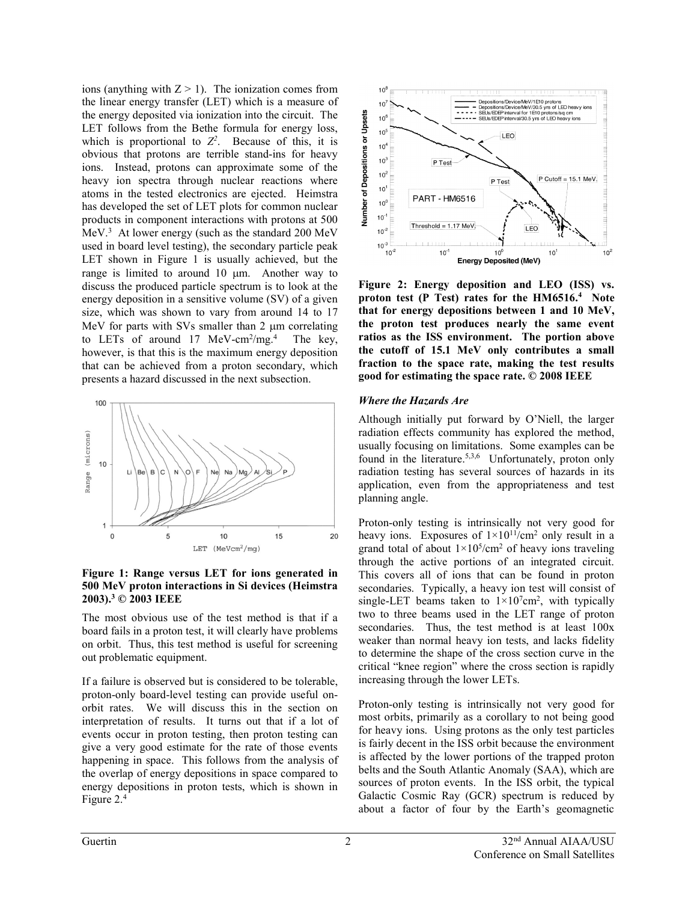ions (anything with $Z > 1$). The ionization comes from the linear energy transfer (LET) which is a measure of the energy deposited via ionization into the circuit. The LET follows from the Bethe formula for energy loss, which is proportional to $Z^2$. Because of this, it is obvious that protons are terrible stand-ins for heavy ions. Instead, protons can approximate some of the heavy ion spectra through nuclear reactions where atoms in the tested electronics are ejected. Heimstra has developed the set of LET plots for common nuclear products in component interactions with protons at 500 MeV.[3] At lower energy (such as the standard 200 MeV used in board level testing), the secondary particle peak LET shown in Figure 1 is usually achieved, but the range is limited to around 10 μm. Another way to discuss the produced particle spectrum is to look at the energy deposition in a sensitive volume (SV) of a given size, which was shown to vary from around 14 to 17 MeV for parts with SVs smaller than 2 μm correlating to LETs of around 17 MeV-cm$^2$/mg.[4] The key, however, is that this is the maximum energy deposition that can be achieved from a proton secondary, which presents a hazard discussed in the next subsection.

**Figure 1: Range versus LET for ions generated in 500 MeV proton interactions in Si devices (Heimstra 2003).[3] © 2003 IEEE**

The most obvious use of the test method is that if a board fails in a proton test, it will clearly have problems on orbit. Thus, this test method is useful for screening out problematic equipment.

If a failure is observed but is considered to be tolerable, proton-only board-level testing can provide useful on-orbit rates. We will discuss this in the section on interpretation of results. It turns out that if a lot of events occur in proton testing, then proton testing can give a very good estimate for the rate of those events happening in space. This follows from the analysis of the overlap of energy depositions in space compared to energy depositions in proton tests, which is shown in Figure 2.[4]

**Figure 2: Energy deposition and LEO (ISS) vs. proton test (P Test) rates for the HM6516.[4] Note that for energy depositions between 1 and 10 MeV, the proton test produces nearly the same event ratios as the ISS environment. The portion above the cutoff of 15.1 MeV only contributes a small fraction to the space rate, making the test results good for estimating the space rate. © 2008 IEEE**

### *Where the Hazards Are*

Although initially put forward by O'Niell, the larger radiation effects community has explored the method, usually focusing on limitations. Some examples can be found in the literature.[5,3,6] Unfortunately, proton only radiation testing has several sources of hazards in its application, even from the appropriateness and test planning angle.

Proton-only testing is intrinsically not very good for heavy ions. Exposures of $1\times10^{11}$/cm$^2$ only result in a grand total of about $1\times10^{5}$/cm$^2$ of heavy ions traveling through the active portions of an integrated circuit. This covers all of ions that can be found in proton secondaries. Typically, a heavy ion test will consist of single-LET beams taken to $1\times10^{7}$cm$^2$, with typically two to three beams used in the LET range of proton secondaries. Thus, the test method is at least 100x weaker than normal heavy ion tests, and lacks fidelity to determine the shape of the cross section curve in the critical "knee region" where the cross section is rapidly increasing through the lower LETs.

Proton-only testing is intrinsically not very good for most orbits, primarily as a corollary to not being good for heavy ions. Using protons as the only test particles is fairly decent in the ISS orbit because the environment is affected by the lower portions of the trapped proton belts and the South Atlantic Anomaly (SAA), which are sources of proton events. In the ISS orbit, the typical Galactic Cosmic Ray (GCR) spectrum is reduced by about a factor of four by the Earth's geomagnetic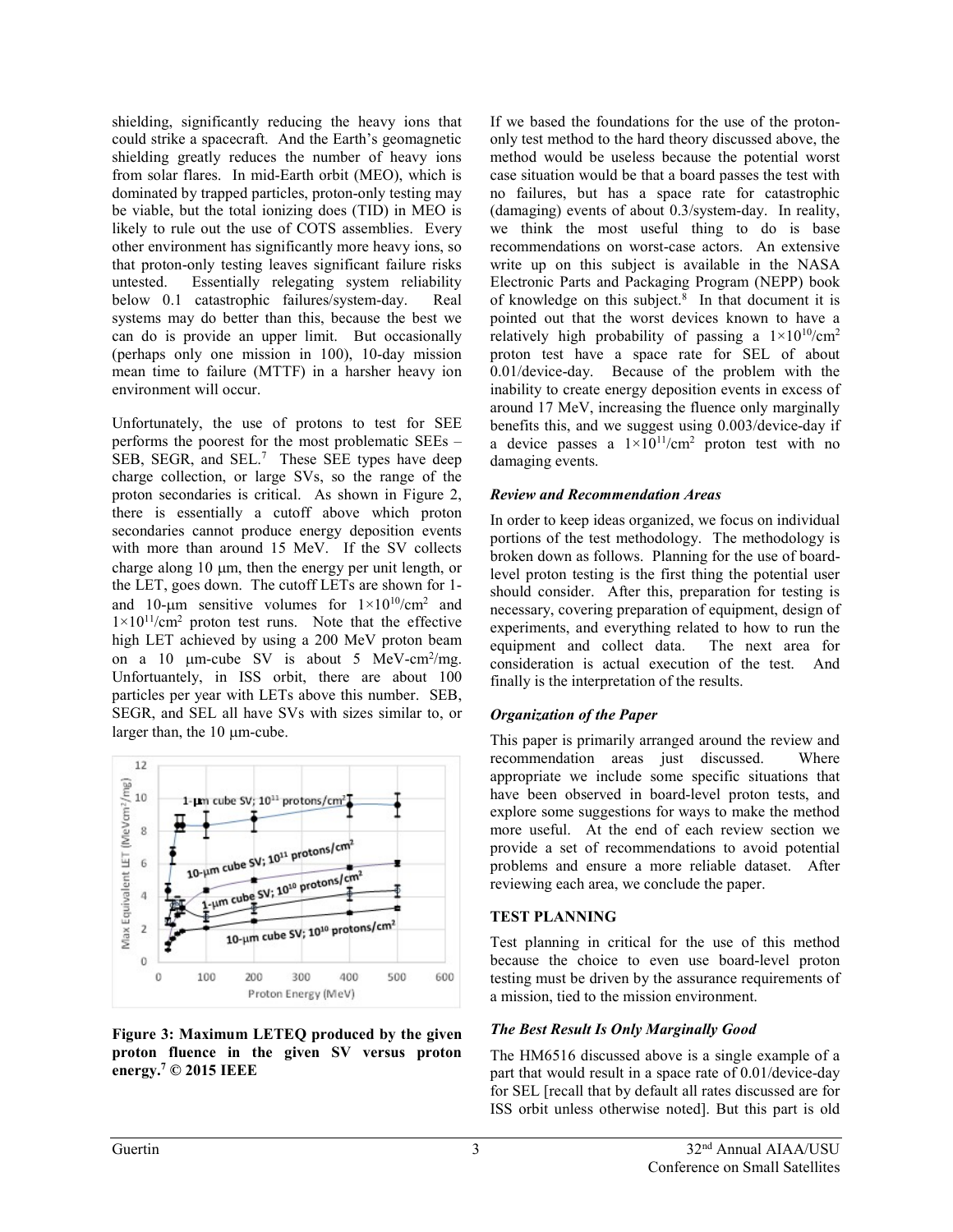shielding, significantly reducing the heavy ions that could strike a spacecraft. And the Earth's geomagnetic shielding greatly reduces the number of heavy ions from solar flares. In mid-Earth orbit (MEO), which is dominated by trapped particles, proton-only testing may be viable, but the total ionizing does (TID) in MEO is likely to rule out the use of COTS assemblies. Every other environment has significantly more heavy ions, so that proton-only testing leaves significant failure risks untested. Essentially relegating system reliability below 0.1 catastrophic failures/system-day. Real systems may do better than this, because the best we can do is provide an upper limit. But occasionally (perhaps only one mission in 100), 10-day mission mean time to failure (MTTF) in a harsher heavy ion environment will occur.

Unfortunately, the use of protons to test for SEE performs the poorest for the most problematic SEEs – SEB, SEGR, and SEL.[7] These SEE types have deep charge collection, or large SVs, so the range of the proton secondaries is critical. As shown in Figure 2, there is essentially a cutoff above which proton secondaries cannot produce energy deposition events with more than around 15 MeV. If the SV collects charge along 10 μm, then the energy per unit length, or the LET, goes down. The cutoff LETs are shown for 1- and 10-μm sensitive volumes for $1\times10^{10}$/cm$^2$ and $1\times10^{11}$/cm$^2$ proton test runs. Note that the effective high LET achieved by using a 200 MeV proton beam on a 10 μm-cube SV is about 5 MeV-cm$^2$/mg. Unfortuantely, in ISS orbit, there are about 100 particles per year with LETs above this number. SEB, SEGR, and SEL all have SVs with sizes similar to, or larger than, the 10 μm-cube.

**Figure 3: Maximum LETEQ produced by the given proton fluence in the given SV versus proton energy.[7] © 2015 IEEE**

If we based the foundations for the use of the proton-only test method to the hard theory discussed above, the method would be useless because the potential worst case situation would be that a board passes the test with no failures, but has a space rate for catastrophic (damaging) events of about 0.3/system-day. In reality, we think the most useful thing to do is base recommendations on worst-case actors. An extensive write up on this subject is available in the NASA Electronic Parts and Packaging Program (NEPP) book of knowledge on this subject.[8] In that document it is pointed out that the worst devices known to have a relatively high probability of passing a $1\times10^{10}$/cm$^2$ proton test have a space rate for SEL of about 0.01/device-day. Because of the problem with the inability to create energy deposition events in excess of around 17 MeV, increasing the fluence only marginally benefits this, and we suggest using 0.003/device-day if a device passes a $1\times10^{11}$/cm$^2$ proton test with no damaging events.

### *Review and Recommendation Areas*

In order to keep ideas organized, we focus on individual portions of the test methodology. The methodology is broken down as follows. Planning for the use of board-level proton testing is the first thing the potential user should consider. After this, preparation for testing is necessary, covering preparation of equipment, design of experiments, and everything related to how to run the equipment and collect data. The next area for consideration is actual execution of the test. And finally is the interpretation of the results.

### *Organization of the Paper*

This paper is primarily arranged around the review and recommendation areas just discussed. Where appropriate we include some specific situations that have been observed in board-level proton tests, and explore some suggestions for ways to make the method more useful. At the end of each review section we provide a set of recommendations to avoid potential problems and ensure a more reliable dataset. After reviewing each area, we conclude the paper.

## TEST PLANNING

Test planning in critical for the use of this method because the choice to even use board-level proton testing must be driven by the assurance requirements of a mission, tied to the mission environment.

### *The Best Result Is Only Marginally Good*

The HM6516 discussed above is a single example of a part that would result in a space rate of 0.01/device-day for SEL [recall that by default all rates discussed are for ISS orbit unless otherwise noted]. But this part is old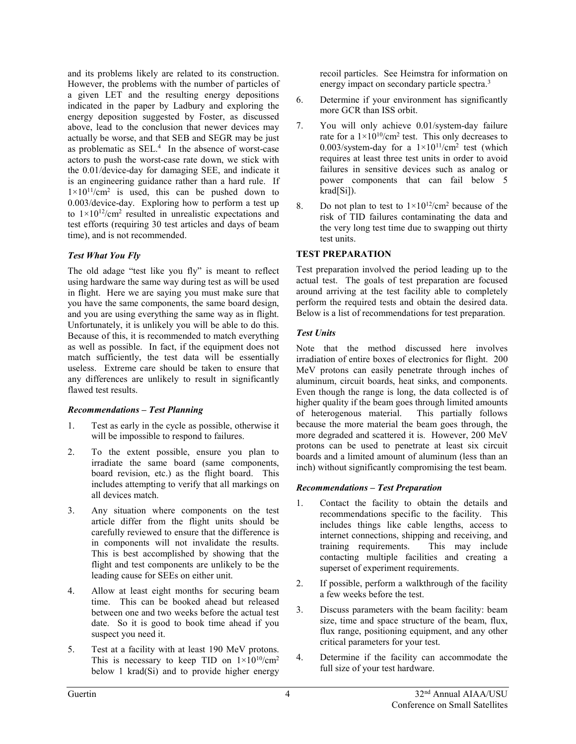and its problems likely are related to its construction. However, the problems with the number of particles of a given LET and the resulting energy depositions indicated in the paper by Ladbury and exploring the energy deposition suggested by Foster, as discussed above, lead to the conclusion that newer devices may actually be worse, and that SEB and SEGR may be just as problematic as SEL.[4] In the absence of worst-case actors to push the worst-case rate down, we stick with the 0.01/device-day for damaging SEE, and indicate it is an engineering guidance rather than a hard rule. If $1\times10^{11}$/cm$^2$ is used, this can be pushed down to 0.003/device-day. Exploring how to perform a test up to $1\times10^{12}$/cm$^2$ resulted in unrealistic expectations and test efforts (requiring 30 test articles and days of beam time), and is not recommended.

### *Test What You Fly*

The old adage "test like you fly" is meant to reflect using hardware the same way during test as will be used in flight. Here we are saying you must make sure that you have the same components, the same board design, and you are using everything the same way as in flight. Unfortunately, it is unlikely you will be able to do this. Because of this, it is recommended to match everything as well as possible. In fact, if the equipment does not match sufficiently, the test data will be essentially useless. Extreme care should be taken to ensure that any differences are unlikely to result in significantly flawed test results.

### ***Recommendations – Test Planning***

1. Test as early in the cycle as possible, otherwise it will be impossible to respond to failures.
2. To the extent possible, ensure you plan to irradiate the same board (same components, board revision, etc.) as the flight board. This includes attempting to verify that all markings on all devices match.
3. Any situation where components on the test article differ from the flight units should be carefully reviewed to ensure that the difference is in components will not invalidate the results. This is best accomplished by showing that the flight and test components are unlikely to be the leading cause for SEEs on either unit.
4. Allow at least eight months for securing beam time. This can be booked ahead but released between one and two weeks before the actual test date. So it is good to book time ahead if you suspect you need it.
5. Test at a facility with at least 190 MeV protons. This is necessary to keep TID on $1\times10^{10}$/cm$^2$ below 1 krad(Si) and to provide higher energy recoil particles. See Heimstra for information on energy impact on secondary particle spectra.[3]
6. Determine if your environment has significantly more GCR than ISS orbit.
7. You will only achieve 0.01/system-day failure rate for a $1\times10^{10}$/cm$^2$ test. This only decreases to 0.003/system-day for a $1\times10^{11}$/cm$^2$ test (which requires at least three test units in order to avoid failures in sensitive devices such as analog or power components that can fail below 5 krad[Si]).
8. Do not plan to test to $1\times10^{12}$/cm$^2$ because of the risk of TID failures contaminating the data and the very long test time due to swapping out thirty test units.

## TEST PREPARATION

Test preparation involved the period leading up to the actual test. The goals of test preparation are focused around arriving at the test facility able to completely perform the required tests and obtain the desired data. Below is a list of recommendations for test preparation.

### *Test Units*

Note that the method discussed here involves irradiation of entire boxes of electronics for flight. 200 MeV protons can easily penetrate through inches of aluminum, circuit boards, heat sinks, and components. Even though the range is long, the data collected is of higher quality if the beam goes through limited amounts of heterogenous material. This partially follows because the more material the beam goes through, the more degraded and scattered it is. However, 200 MeV protons can be used to penetrate at least six circuit boards and a limited amount of aluminum (less than an inch) without significantly compromising the test beam.

### ***Recommendations – Test Preparation***

1. Contact the facility to obtain the details and recommendations specific to the facility. This includes things like cable lengths, access to internet connections, shipping and receiving, and training requirements. This may include contacting multiple facilities and creating a superset of experiment requirements.
2. If possible, perform a walkthrough of the facility a few weeks before the test.
3. Discuss parameters with the beam facility: beam size, time and space structure of the beam, flux, flux range, positioning equipment, and any other critical parameters for your test.
4. Determine if the facility can accommodate the full size of your test hardware.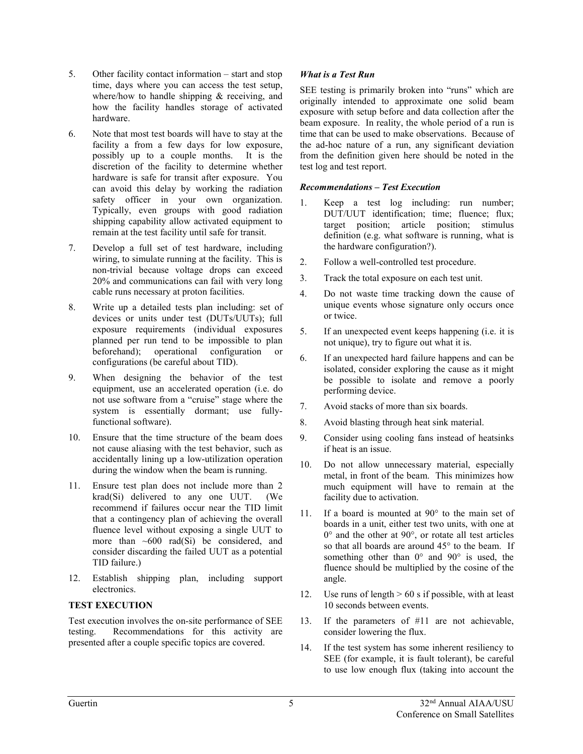5. Other facility contact information – start and stop time, days where you can access the test setup, where/how to handle shipping & receiving, and how the facility handles storage of activated hardware.

6. Note that most test boards will have to stay at the facility a from a few days for low exposure, possibly up to a couple months. It is the discretion of the facility to determine whether hardware is safe for transit after exposure. You can avoid this delay by working the radiation safety officer in your own organization. Typically, even groups with good radiation shipping capability allow activated equipment to remain at the test facility until safe for transit.

7. Develop a full set of test hardware, including wiring, to simulate running at the facility. This is non-trivial because voltage drops can exceed 20% and communications can fail with very long cable runs necessary at proton facilities.

8. Write up a detailed tests plan including: set of devices or units under test (DUTs/UUTs); full exposure requirements (individual exposures planned per run tend to be impossible to plan beforehand); operational configuration or configurations (be careful about TID).

9. When designing the behavior of the test equipment, use an accelerated operation (i.e. do not use software from a "cruise" stage where the system is essentially dormant; use fully-functional software).

10. Ensure that the time structure of the beam does not cause aliasing with the test behavior, such as accidentally lining up a low-utilization operation during the window when the beam is running.

11. Ensure test plan does not include more than 2 krad(Si) delivered to any one UUT. (We recommend if failures occur near the TID limit that a contingency plan of achieving the overall fluence level without exposing a single UUT to more than ~600 rad(Si) be considered, and consider discarding the failed UUT as a potential TID failure.)

12. Establish shipping plan, including support electronics.

## TEST EXECUTION

Test execution involves the on-site performance of SEE testing. Recommendations for this activity are presented after a couple specific topics are covered.

### *What is a Test Run*

SEE testing is primarily broken into "runs" which are originally intended to approximate one solid beam exposure with setup before and data collection after the beam exposure. In reality, the whole period of a run is time that can be used to make observations. Because of the ad-hoc nature of a run, any significant deviation from the definition given here should be noted in the test log and test report.

### *Recommendations – Test Execution*

1. Keep a test log including: run number; DUT/UUT identification; time; fluence; flux; target position; article position; stimulus definition (e.g. what software is running, what is the hardware configuration?).

2. Follow a well-controlled test procedure.

3. Track the total exposure on each test unit.

4. Do not waste time tracking down the cause of unique events whose signature only occurs once or twice.

5. If an unexpected event keeps happening (i.e. it is not unique), try to figure out what it is.

6. If an unexpected hard failure happens and can be isolated, consider exploring the cause as it might be possible to isolate and remove a poorly performing device.

7. Avoid stacks of more than six boards.

8. Avoid blasting through heat sink material.

9. Consider using cooling fans instead of heatsinks if heat is an issue.

10. Do not allow unnecessary material, especially metal, in front of the beam. This minimizes how much equipment will have to remain at the facility due to activation.

11. If a board is mounted at 90° to the main set of boards in a unit, either test two units, with one at 0° and the other at 90°, or rotate all test articles so that all boards are around 45° to the beam. If something other than 0° and 90° is used, the fluence should be multiplied by the cosine of the angle.

12. Use runs of length > 60 s if possible, with at least 10 seconds between events.

13. If the parameters of #11 are not achievable, consider lowering the flux.

14. If the test system has some inherent resiliency to SEE (for example, it is fault tolerant), be careful to use low enough flux (taking into account the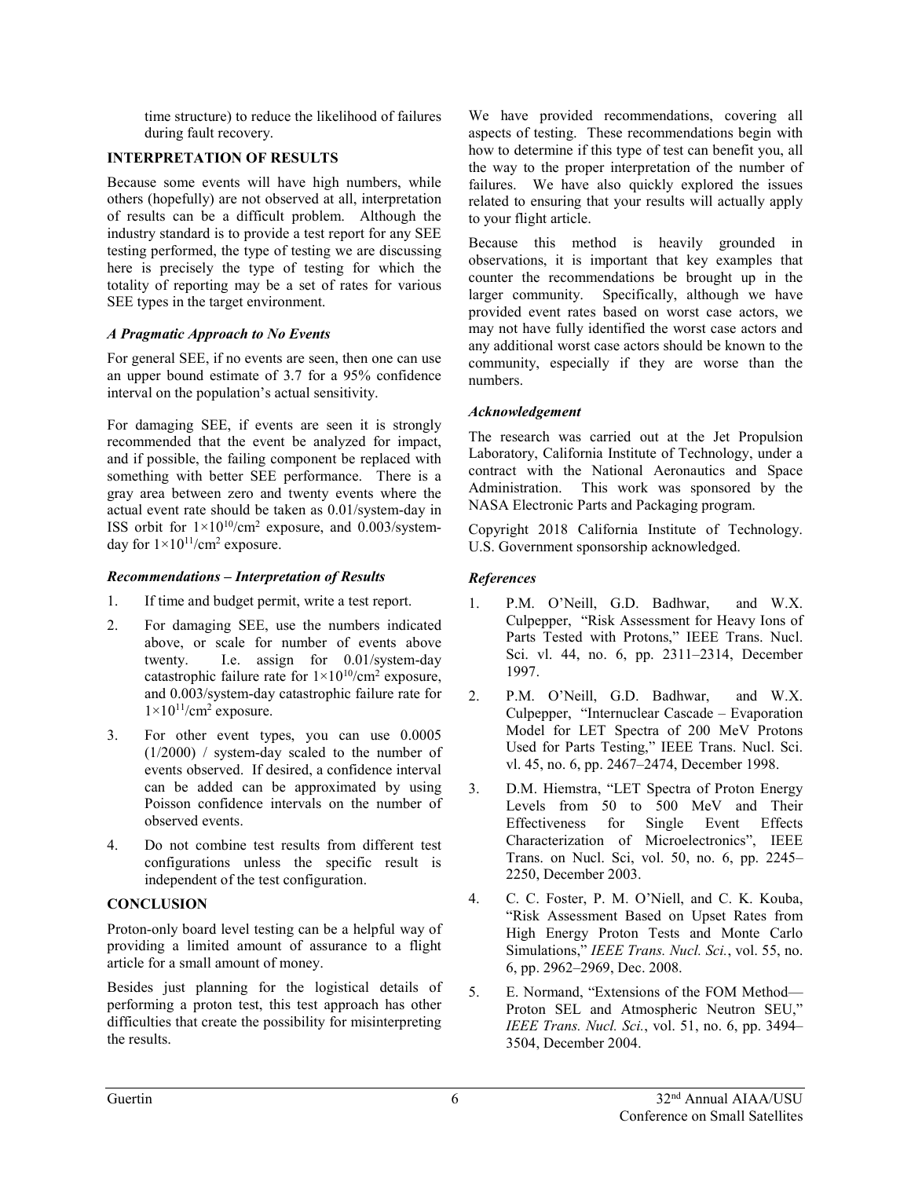time structure) to reduce the likelihood of failures during fault recovery.

## INTERPRETATION OF RESULTS

Because some events will have high numbers, while others (hopefully) are not observed at all, interpretation of results can be a difficult problem. Although the industry standard is to provide a test report for any SEE testing performed, the type of testing we are discussing here is precisely the type of testing for which the totality of reporting may be a set of rates for various SEE types in the target environment.

### *A Pragmatic Approach to No Events*

For general SEE, if no events are seen, then one can use an upper bound estimate of 3.7 for a 95% confidence interval on the population's actual sensitivity.

For damaging SEE, if events are seen it is strongly recommended that the event be analyzed for impact, and if possible, the failing component be replaced with something with better SEE performance. There is a gray area between zero and twenty events where the actual event rate should be taken as 0.01/system-day in ISS orbit for $1{\times}10^{10}$/cm$^2$ exposure, and 0.003/system-day for $1{\times}10^{11}$/cm$^2$ exposure.

### *Recommendations – Interpretation of Results*

1. If time and budget permit, write a test report.
2. For damaging SEE, use the numbers indicated above, or scale for number of events above twenty. I.e. assign for 0.01/system-day catastrophic failure rate for $1{\times}10^{10}$/cm$^2$ exposure, and 0.003/system-day catastrophic failure rate for $1{\times}10^{11}$/cm$^2$ exposure.
3. For other event types, you can use 0.0005 (1/2000) / system-day scaled to the number of events observed. If desired, a confidence interval can be added can be approximated by using Poisson confidence intervals on the number of observed events.
4. Do not combine test results from different test configurations unless the specific result is independent of the test configuration.

## CONCLUSION

Proton-only board level testing can be a helpful way of providing a limited amount of assurance to a flight article for a small amount of money.

Besides just planning for the logistical details of performing a proton test, this test approach has other difficulties that create the possibility for misinterpreting the results.

We have provided recommendations, covering all aspects of testing. These recommendations begin with how to determine if this type of test can benefit you, all the way to the proper interpretation of the number of failures. We have also quickly explored the issues related to ensuring that your results will actually apply to your flight article.

Because this method is heavily grounded in observations, it is important that key examples that counter the recommendations be brought up in the larger community. Specifically, although we have provided event rates based on worst case actors, we may not have fully identified the worst case actors and any additional worst case actors should be known to the community, especially if they are worse than the numbers.

### *Acknowledgement*

The research was carried out at the Jet Propulsion Laboratory, California Institute of Technology, under a contract with the National Aeronautics and Space Administration. This work was sponsored by the NASA Electronic Parts and Packaging program.

Copyright 2018 California Institute of Technology. U.S. Government sponsorship acknowledged.

### *References*

1. P.M. O'Neill, G.D. Badhwar, and W.X. Culpepper, "Risk Assessment for Heavy Ions of Parts Tested with Protons," IEEE Trans. Nucl. Sci. vl. 44, no. 6, pp. 2311–2314, December 1997.
2. P.M. O'Neill, G.D. Badhwar, and W.X. Culpepper, "Internuclear Cascade – Evaporation Model for LET Spectra of 200 MeV Protons Used for Parts Testing," IEEE Trans. Nucl. Sci. vl. 45, no. 6, pp. 2467–2474, December 1998.
3. D.M. Hiemstra, "LET Spectra of Proton Energy Levels from 50 to 500 MeV and Their Effectiveness for Single Event Effects Characterization of Microelectronics", IEEE Trans. on Nucl. Sci, vol. 50, no. 6, pp. 2245–2250, December 2003.
4. C. C. Foster, P. M. O'Niell, and C. K. Kouba, "Risk Assessment Based on Upset Rates from High Energy Proton Tests and Monte Carlo Simulations," *IEEE Trans. Nucl. Sci.*, vol. 55, no. 6, pp. 2962–2969, Dec. 2008.
5. E. Normand, "Extensions of the FOM Method—Proton SEL and Atmospheric Neutron SEU," *IEEE Trans. Nucl. Sci.*, vol. 51, no. 6, pp. 3494–3504, December 2004.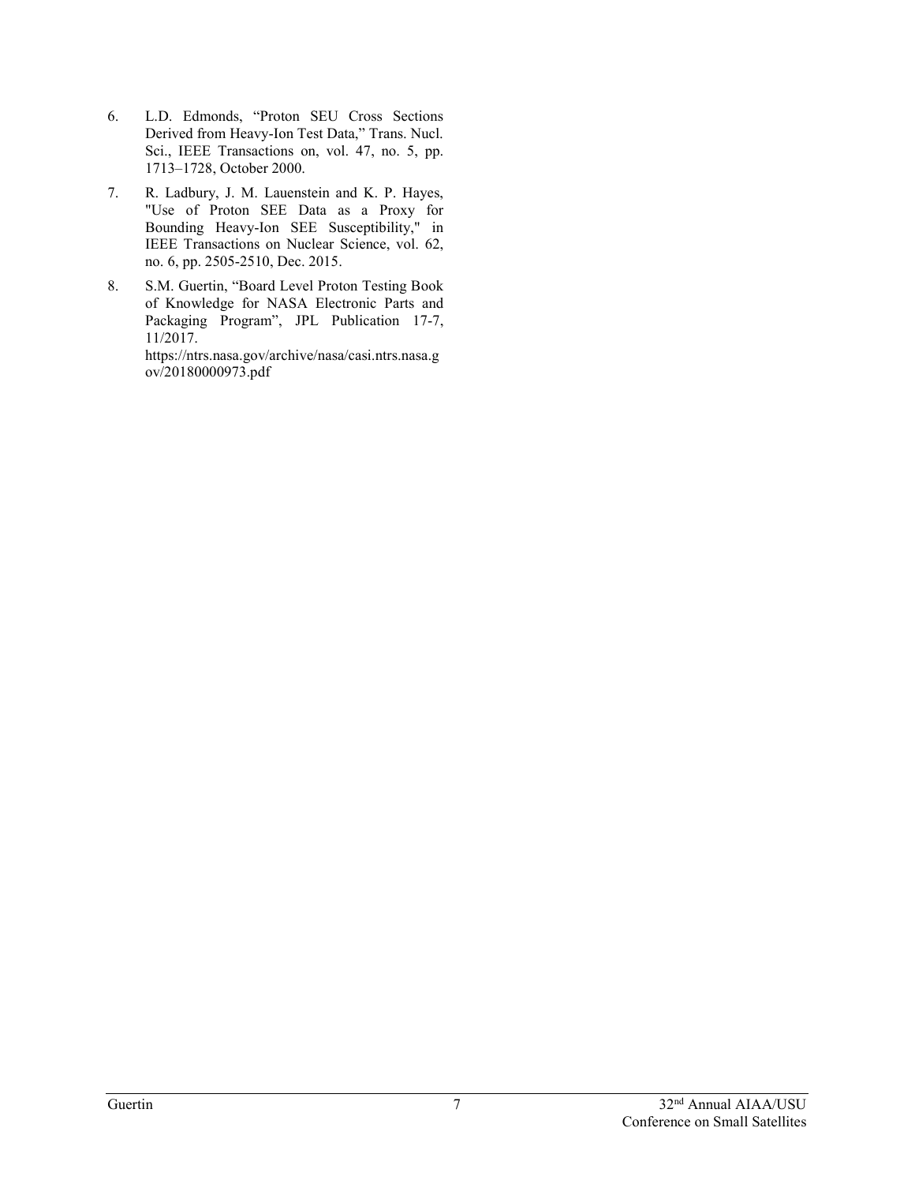6. L.D. Edmonds, "Proton SEU Cross Sections Derived from Heavy-Ion Test Data," Trans. Nucl. Sci., IEEE Transactions on, vol. 47, no. 5, pp. 1713–1728, October 2000.

7. R. Ladbury, J. M. Lauenstein and K. P. Hayes, "Use of Proton SEE Data as a Proxy for Bounding Heavy-Ion SEE Susceptibility," in IEEE Transactions on Nuclear Science, vol. 62, no. 6, pp. 2505-2510, Dec. 2015.

8. S.M. Guertin, "Board Level Proton Testing Book of Knowledge for NASA Electronic Parts and Packaging Program", JPL Publication 17-7, 11/2017. https://ntrs.nasa.gov/archive/nasa/casi.ntrs.nasa.gov/20180000973.pdf